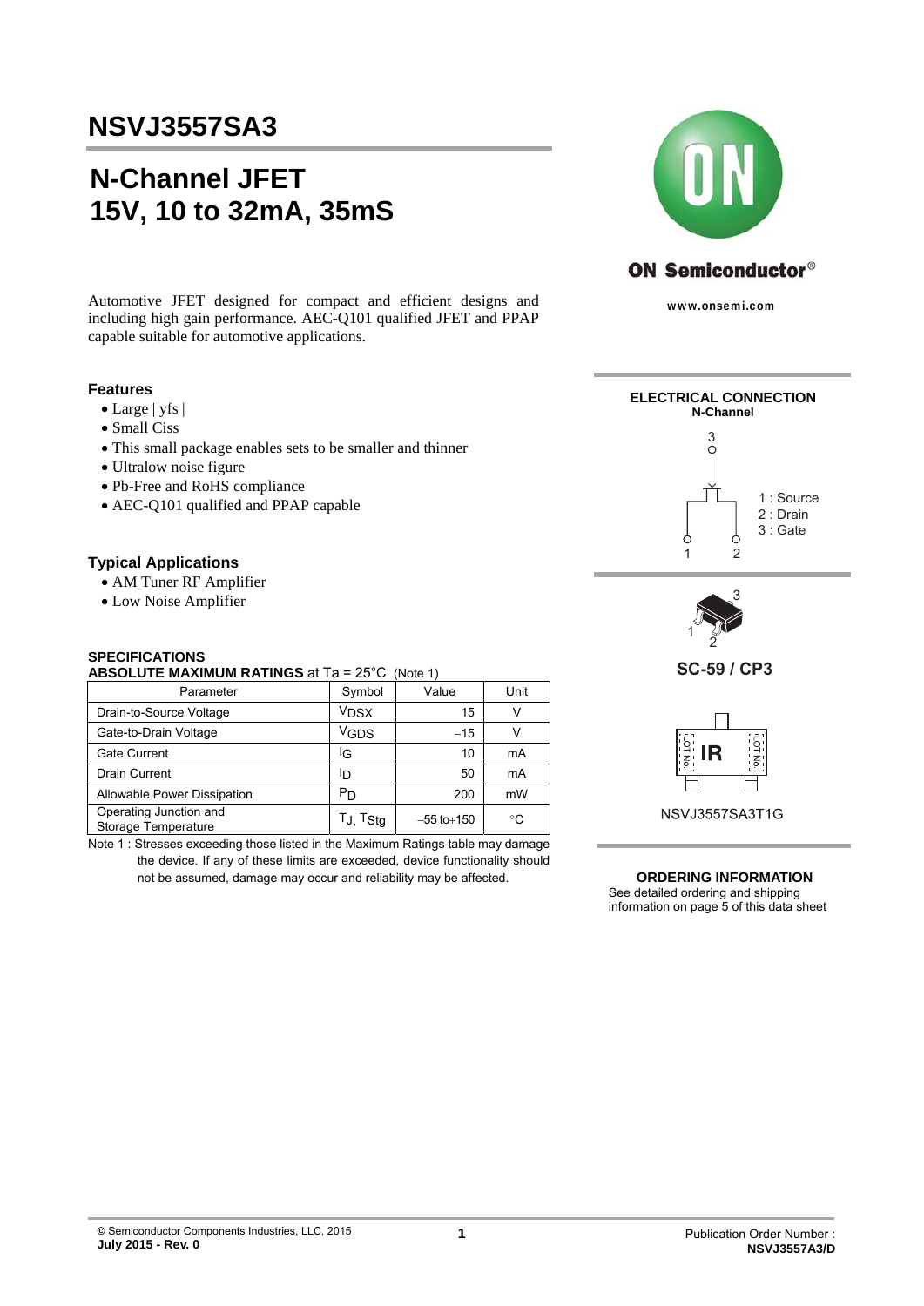# NSVJ3557SA3

## N-Channel JFET
## 15V, 10 to 32mA, 35mS

Automotive JFET designed for compact and efficient designs and including high gain performance. AEC-Q101 qualified JFET and PPAP capable suitable for automotive applications.

ON Semiconductor®

www.onsemi.com

### Features

- Large | yfs |
- Small Ciss
- This small package enables sets to be smaller and thinner
- Ultralow noise figure
- Pb-Free and RoHS compliance
- AEC-Q101 qualified and PPAP capable

### Typical Applications

- AM Tuner RF Amplifier
- Low Noise Amplifier

### SPECIFICATIONS

**ABSOLUTE MAXIMUM RATINGS** at Ta = 25°C (Note 1)

| Parameter | Symbol | Value | Unit |
|---|---|---|---|
| Drain-to-Source Voltage | $V_{DSX}$ | 15 | V |
| Gate-to-Drain Voltage | $V_{GDS}$ | −15 | V |
| Gate Current | $I_G$ | 10 | mA |
| Drain Current | $I_D$ | 50 | mA |
| Allowable Power Dissipation | $P_D$ | 200 | mW |
| Operating Junction and Storage Temperature | $T_J$, $T_{Stg}$ | −55 to+150 | °C |

Note 1 : Stresses exceeding those listed in the Maximum Ratings table may damage the device. If any of these limits are exceeded, device functionality should not be assumed, damage may occur and reliability may be affected.

**ELECTRICAL CONNECTION**
**N-Channel**

1 : Source
2 : Drain
3 : Gate

**SC-59 / CP3**

IR

LOT No. LOT No.

NSVJ3557SA3T1G

**ORDERING INFORMATION**
See detailed ordering and shipping information on page 5 of this data sheet

© Semiconductor Components Industries, LLC, 2015
**July 2015 - Rev. 0**

Publication Order Number :
**NSVJ3557A3/D**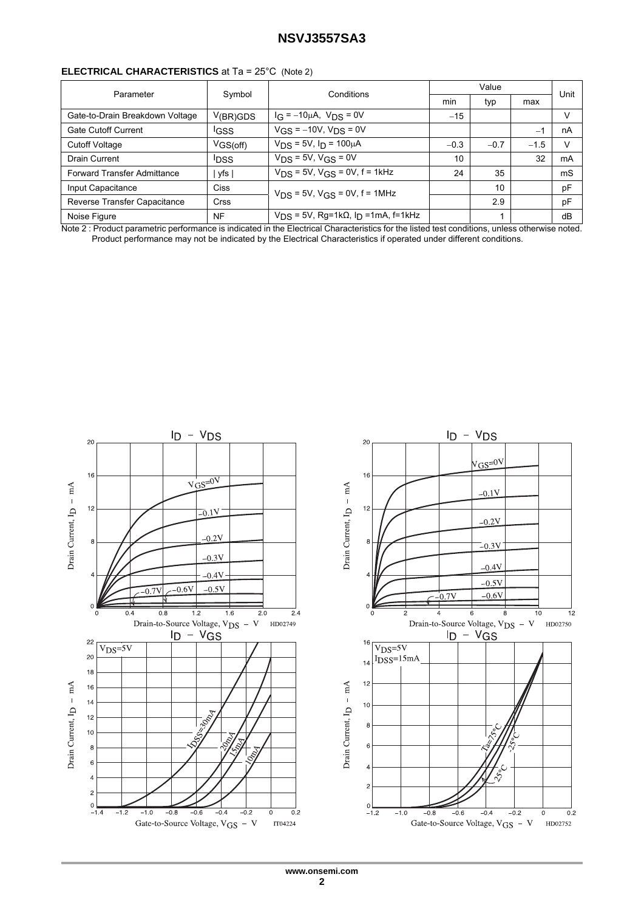**ELECTRICAL CHARACTERISTICS** at Ta = 25°C (Note 2)

| Parameter | Symbol | Conditions | Value | | | Unit |
|---|---|---|---|---|---|---|
| | | | min | typ | max | |
| Gate-to-Drain Breakdown Voltage | $V_{(BR)GDS}$ | $I_G = -10\mu A$, $V_{DS} = 0V$ | −15 | | | V |
| Gate Cutoff Current | $I_{GSS}$ | $V_{GS} = -10V$, $V_{DS} = 0V$ | | | −1 | nA |
| Cutoff Voltage | $V_{GS(off)}$ | $V_{DS} = 5V$, $I_D = 100\mu A$ | −0.3 | −0.7 | −1.5 | V |
| Drain Current | $I_{DSS}$ | $V_{DS} = 5V$, $V_{GS} = 0V$ | 10 | | 32 | mA |
| Forward Transfer Admittance | \| yfs \| | $V_{DS} = 5V$, $V_{GS} = 0V$, f = 1kHz | 24 | 35 | | mS |
| Input Capacitance | Ciss | $V_{DS} = 5V$, $V_{GS} = 0V$, f = 1MHz | | 10 | | pF |
| Reverse Transfer Capacitance | Crss | $V_{DS} = 5V$, $V_{GS} = 0V$, f = 1MHz | | 2.9 | | pF |
| Noise Figure | NF | $V_{DS} = 5V$, Rg=1kΩ, $I_D$ =1mA, f=1kHz | | 1 | | dB |

Note 2 : Product parametric performance is indicated in the Electrical Characteristics for the listed test conditions, unless otherwise noted. Product performance may not be indicated by the Electrical Characteristics if operated under different conditions.

**$I_D$ – $V_{DS}$** (HD02749)

**$I_D$ – $V_{DS}$** (HD02750)

**$I_D$ – $V_{GS}$** (IT04224)

**$I_D$ – $V_{GS}$** (HD02752)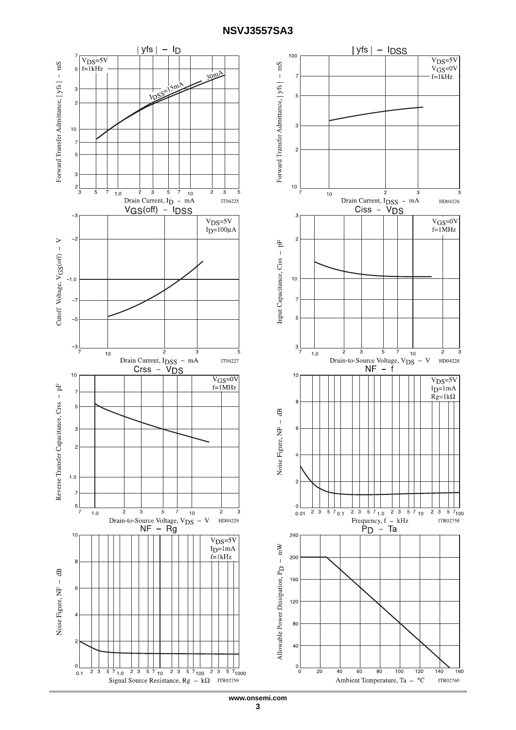## |yfs| – $I_D$

$V_{DS}$=5V
f=1kHz

$I_{DSS}$=15mA
30mA

Forward Transfer Admittance, |yfs| – mS

Drain Current, $I_D$ – mA

IT04225

## |yfs| – $I_{DSS}$

$V_{DS}$=5V
$V_{GS}$=0V
f=1kHz

Forward Transfer Admittance, |yfs| – mS

Drain Current, $I_{DSS}$ – mA

HD04226

## $V_{GS}$(off) – $I_{DSS}$

$V_{DS}$=5V
$I_D$=100μA

Cutoff Voltage, $V_{GS}$(off) – V

Drain Current, $I_{DSS}$ – mA

IT04227

## Ciss – $V_{DS}$

$V_{GS}$=0V
f=1MHz

Input Capacitance, Ciss – pF

Drain-to-Source Voltage, $V_{DS}$ – V

HD04228

## Crss – $V_{DS}$

$V_{GS}$=0V
f=1MHz

Reverse Transfer Capacitance, Crss – pF

Drain-to-Source Voltage, $V_{DS}$ – V

HD04229

## NF – f

$V_{DS}$=5V
$I_D$=1mA
Rg=1kΩ

Noise Figure, NF – dB

Frequency, f – kHz

ITR02758

## NF – Rg

$V_{DS}$=5V
$I_D$=1mA
f=1kHz

Noise Figure, NF – dB

Signal Source Resistance, Rg – kΩ

ITR02759

## $P_D$ – Ta

Allowable Power Dissipation, $P_D$ – mW

Ambient Temperature, Ta – °C

ITR02760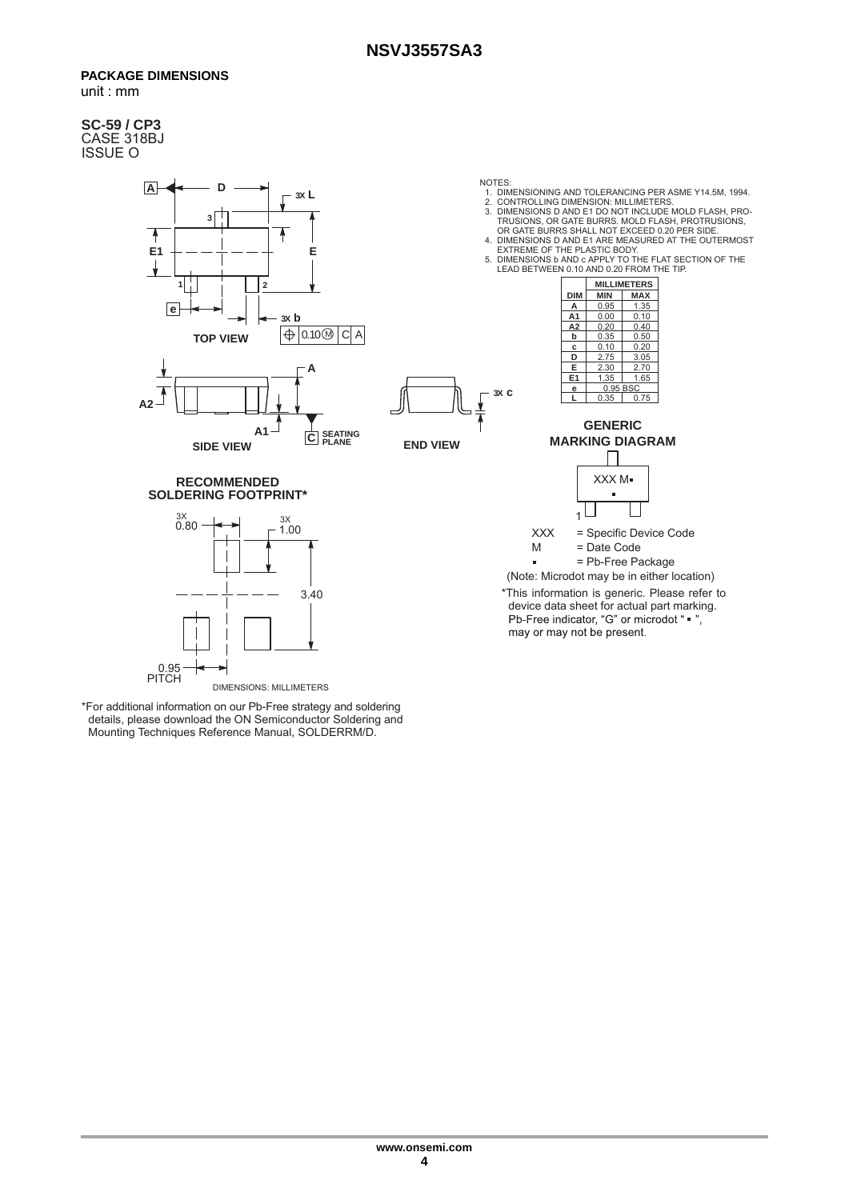## PACKAGE DIMENSIONS

unit : mm

**SC-59 / CP3**
CASE 318BJ
ISSUE O

NOTES:
1. DIMENSIONING AND TOLERANCING PER ASME Y14.5M, 1994.
2. CONTROLLING DIMENSION: MILLIMETERS.
3. DIMENSIONS D AND E1 DO NOT INCLUDE MOLD FLASH, PROTRUSIONS, OR GATE BURRS. MOLD FLASH, PROTRUSIONS, OR GATE BURRS SHALL NOT EXCEED 0.20 PER SIDE.
4. DIMENSIONS D AND E1 ARE MEASURED AT THE OUTERMOST EXTREME OF THE PLASTIC BODY.
5. DIMENSIONS b AND c APPLY TO THE FLAT SECTION OF THE LEAD BETWEEN 0.10 AND 0.20 FROM THE TIP.

| DIM | MILLIMETERS MIN | MILLIMETERS MAX |
|---|---|---|
| A | 0.95 | 1.35 |
| A1 | 0.00 | 0.10 |
| A2 | 0.20 | 0.40 |
| b | 0.35 | 0.50 |
| c | 0.10 | 0.20 |
| D | 2.75 | 3.05 |
| E | 2.30 | 2.70 |
| E1 | 1.35 | 1.65 |
| e | 0.95 BSC | |
| L | 0.35 | 0.75 |

TOP VIEW

SIDE VIEW

END VIEW

**RECOMMENDED SOLDERING FOOTPRINT***

3X 0.80, 3X 1.00, 3.40, 0.95 PITCH

DIMENSIONS: MILLIMETERS

**GENERIC MARKING DIAGRAM***

XXX M▪

XXX = Specific Device Code
M = Date Code
▪ = Pb-Free Package

(Note: Microdot may be in either location)

*This information is generic. Please refer to device data sheet for actual part marking. Pb-Free indicator, "G" or microdot " ▪ ", may or may not be present.

*For additional information on our Pb-Free strategy and soldering details, please download the ON Semiconductor Soldering and Mounting Techniques Reference Manual, SOLDERRM/D.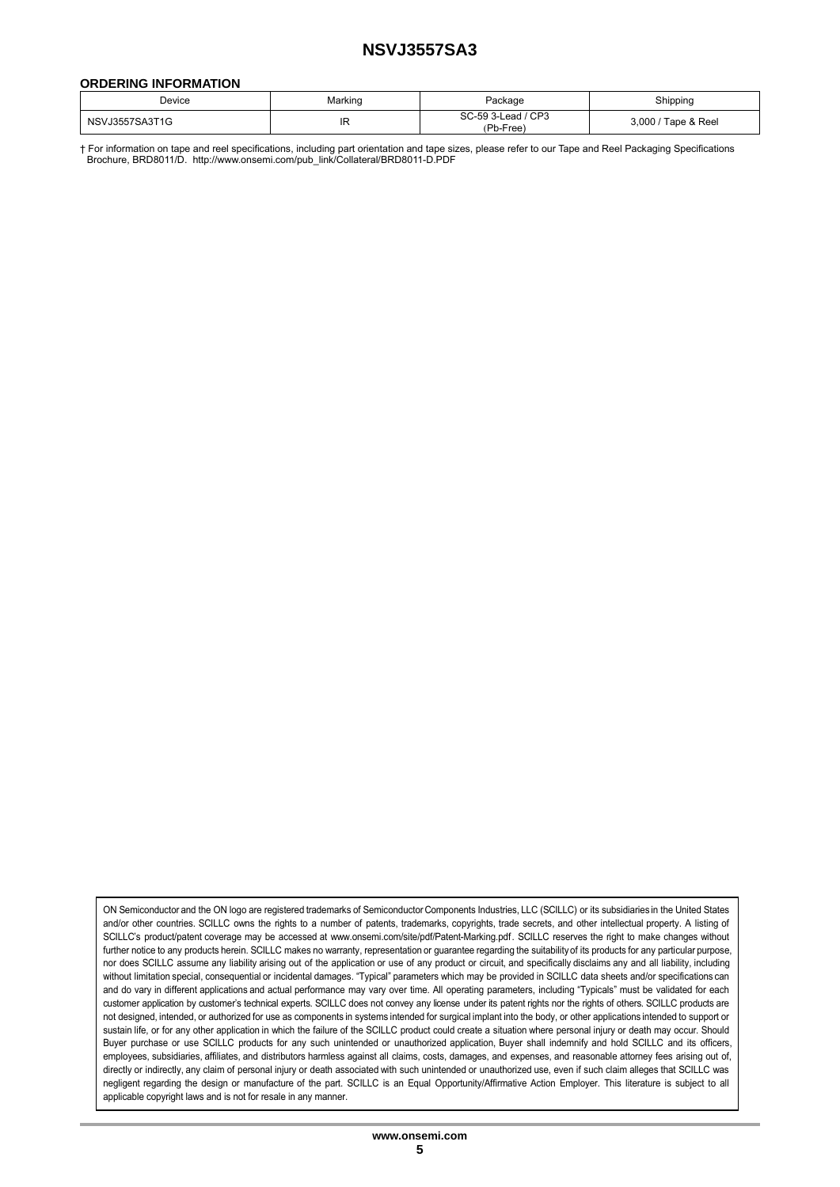## ORDERING INFORMATION

| Device | Marking | Package | Shipping |
|---|---|---|---|
| NSVJ3557SA3T1G | IR | SC-59 3-Lead / CP3 (Pb-Free) | 3,000 / Tape & Reel |

† For information on tape and reel specifications, including part orientation and tape sizes, please refer to our Tape and Reel Packaging Specifications Brochure, BRD8011/D. http://www.onsemi.com/pub_link/Collateral/BRD8011-D.PDF

ON Semiconductor and the ON logo are registered trademarks of Semiconductor Components Industries, LLC (SCILLC) or its subsidiaries in the United States and/or other countries. SCILLC owns the rights to a number of patents, trademarks, copyrights, trade secrets, and other intellectual property. A listing of SCILLC's product/patent coverage may be accessed at www.onsemi.com/site/pdf/Patent-Marking.pdf. SCILLC reserves the right to make changes without further notice to any products herein. SCILLC makes no warranty, representation or guarantee regarding the suitability of its products for any particular purpose, nor does SCILLC assume any liability arising out of the application or use of any product or circuit, and specifically disclaims any and all liability, including without limitation special, consequential or incidental damages. "Typical" parameters which may be provided in SCILLC data sheets and/or specifications can and do vary in different applications and actual performance may vary over time. All operating parameters, including "Typicals" must be validated for each customer application by customer's technical experts. SCILLC does not convey any license under its patent rights nor the rights of others. SCILLC products are not designed, intended, or authorized for use as components in systems intended for surgical implant into the body, or other applications intended to support or sustain life, or for any other application in which the failure of the SCILLC product could create a situation where personal injury or death may occur. Should Buyer purchase or use SCILLC products for any such unintended or unauthorized application, Buyer shall indemnify and hold SCILLC and its officers, employees, subsidiaries, affiliates, and distributors harmless against all claims, costs, damages, and expenses, and reasonable attorney fees arising out of, directly or indirectly, any claim of personal injury or death associated with such unintended or unauthorized use, even if such claim alleges that SCILLC was negligent regarding the design or manufacture of the part. SCILLC is an Equal Opportunity/Affirmative Action Employer. This literature is subject to all applicable copyright laws and is not for resale in any manner.